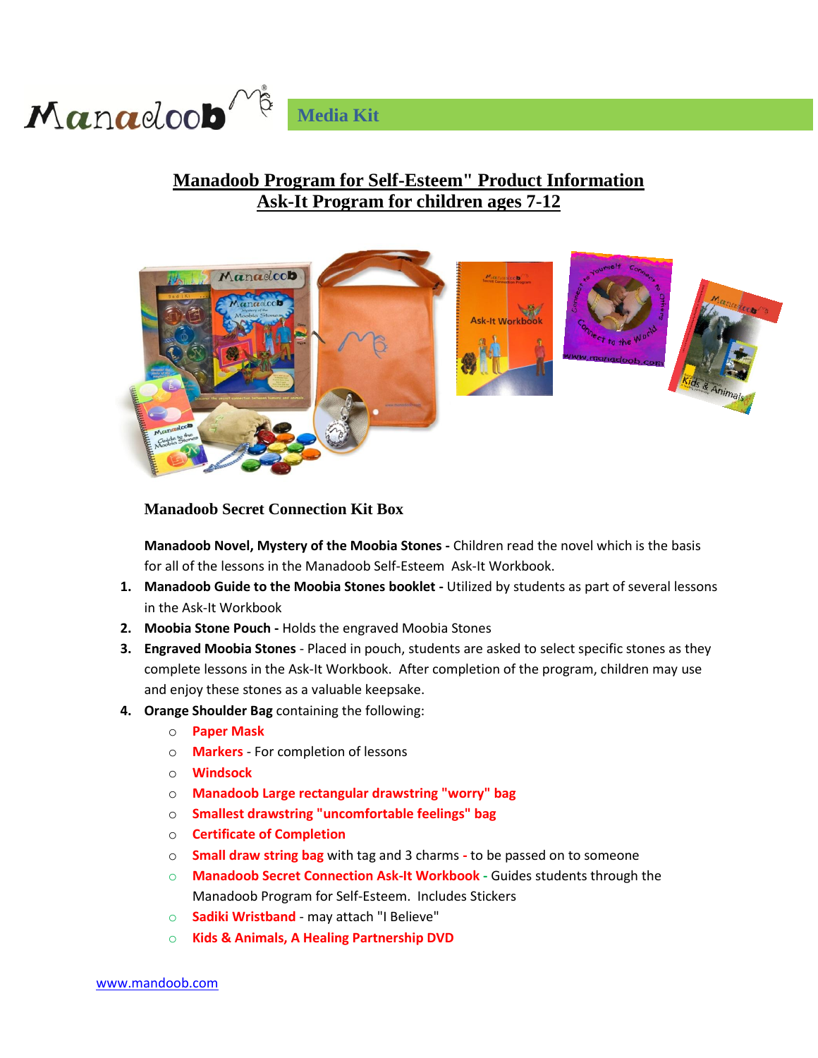Manadoob Media Kit

## Manadoob Program for Self-Esteem" Product Information
## Ask-It Program for children ages 7-12

### Manadoob Secret Connection Kit Box

**Manadoob Novel, Mystery of the Moobia Stones -** Children read the novel which is the basis for all of the lessons in the Manadoob Self-Esteem Ask-It Workbook.

1. **Manadoob Guide to the Moobia Stones booklet -** Utilized by students as part of several lessons in the Ask-It Workbook
2. **Moobia Stone Pouch -** Holds the engraved Moobia Stones
3. **Engraved Moobia Stones** - Placed in pouch, students are asked to select specific stones as they complete lessons in the Ask-It Workbook. After completion of the program, children may use and enjoy these stones as a valuable keepsake.
4. **Orange Shoulder Bag** containing the following:
   - **Paper Mask**
   - **Markers** - For completion of lessons
   - **Windsock**
   - **Manadoob Large rectangular drawstring "worry" bag**
   - **Smallest drawstring "uncomfortable feelings" bag**
   - **Certificate of Completion**
   - **Small draw string bag** with tag and 3 charms **-** to be passed on to someone
   - **Manadoob Secret Connection Ask-It Workbook** - Guides students through the Manadoob Program for Self-Esteem. Includes Stickers
   - **Sadiki Wristband** - may attach "I Believe"
   - **Kids & Animals, A Healing Partnership DVD**

www.mandoob.com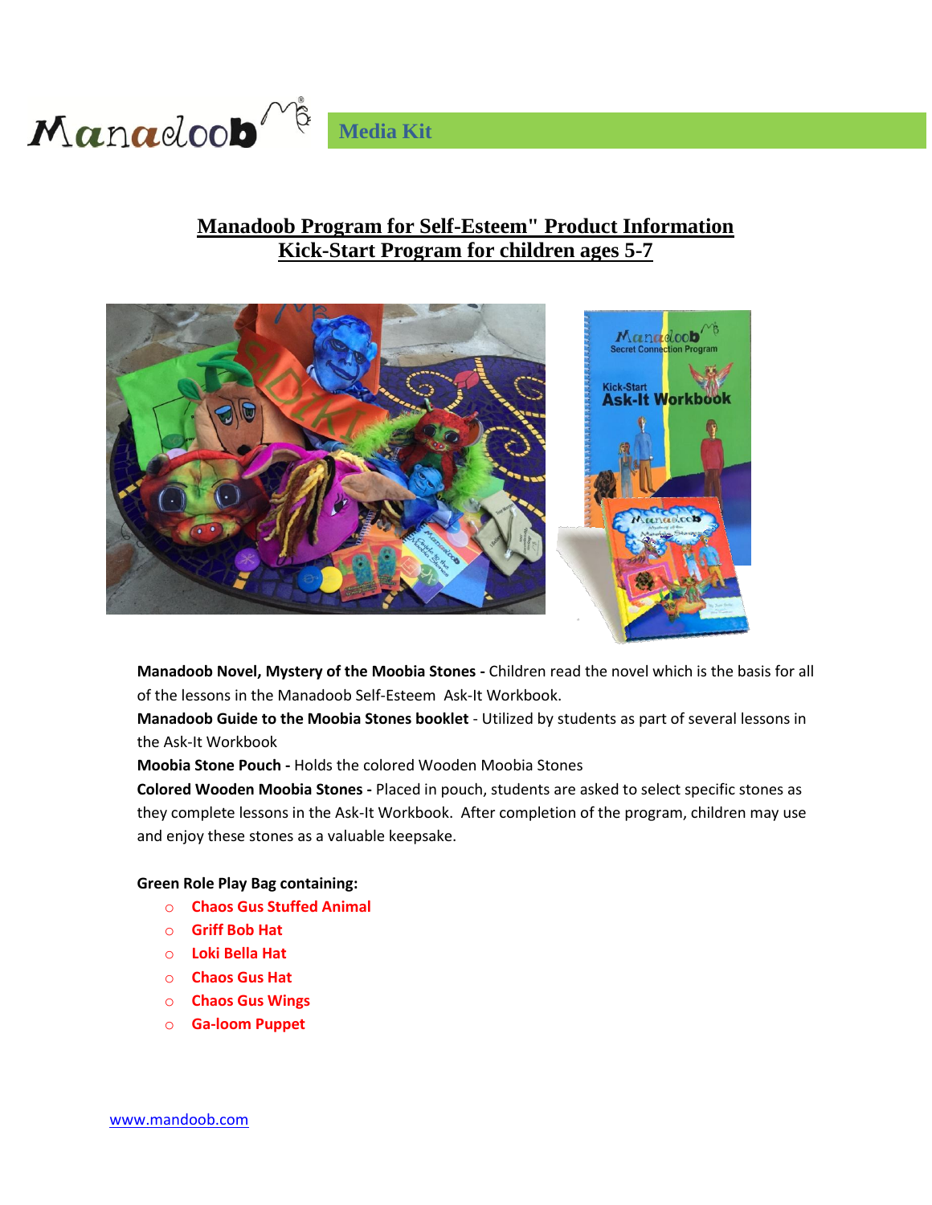Manadoob® Media Kit

## Manadoob Program for Self-Esteem" Product Information
## Kick-Start Program for children ages 5-7

**Manadoob Novel, Mystery of the Moobia Stones -** Children read the novel which is the basis for all of the lessons in the Manadoob Self-Esteem Ask-It Workbook.

**Manadoob Guide to the Moobia Stones booklet** - Utilized by students as part of several lessons in the Ask-It Workbook

**Moobia Stone Pouch -** Holds the colored Wooden Moobia Stones

**Colored Wooden Moobia Stones -** Placed in pouch, students are asked to select specific stones as they complete lessons in the Ask-It Workbook. After completion of the program, children may use and enjoy these stones as a valuable keepsake.

**Green Role Play Bag containing:**

- **Chaos Gus Stuffed Animal**
- **Griff Bob Hat**
- **Loki Bella Hat**
- **Chaos Gus Hat**
- **Chaos Gus Wings**
- **Ga-loom Puppet**

www.mandoob.com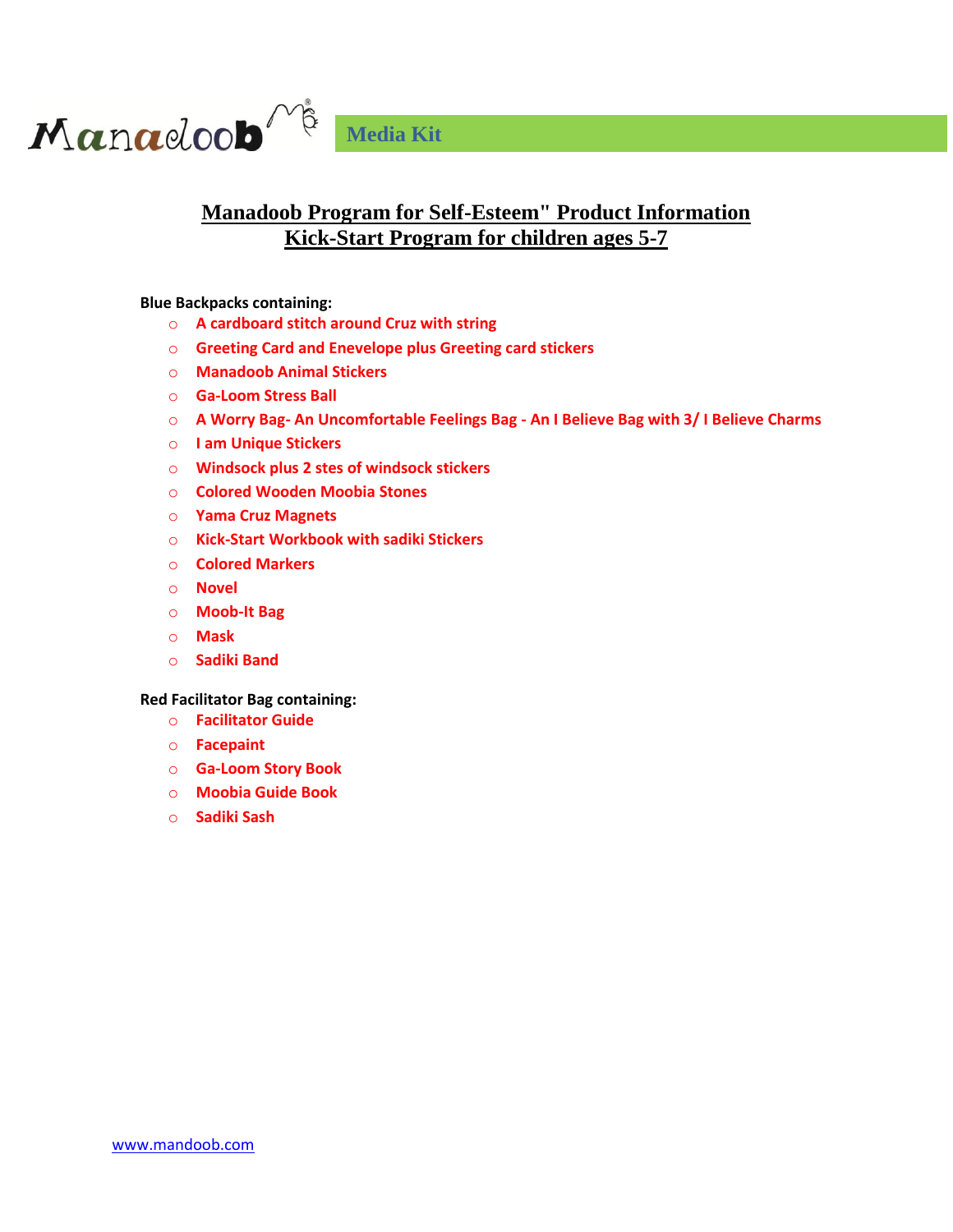Manadoob

Media Kit

## Manadoob Program for Self-Esteem" Product Information
## Kick-Start Program for children ages 5-7

**Blue Backpacks containing:**

- A cardboard stitch around Cruz with string
- Greeting Card and Enevelope plus Greeting card stickers
- Manadoob Animal Stickers
- Ga-Loom Stress Ball
- A Worry Bag- An Uncomfortable Feelings Bag - An I Believe Bag with 3/ I Believe Charms
- I am Unique Stickers
- Windsock plus 2 stes of windsock stickers
- Colored Wooden Moobia Stones
- Yama Cruz Magnets
- Kick-Start Workbook with sadiki Stickers
- Colored Markers
- Novel
- Moob-It Bag
- Mask
- Sadiki Band

**Red Facilitator Bag containing:**

- Facilitator Guide
- Facepaint
- Ga-Loom Story Book
- Moobia Guide Book
- Sadiki Sash

www.mandoob.com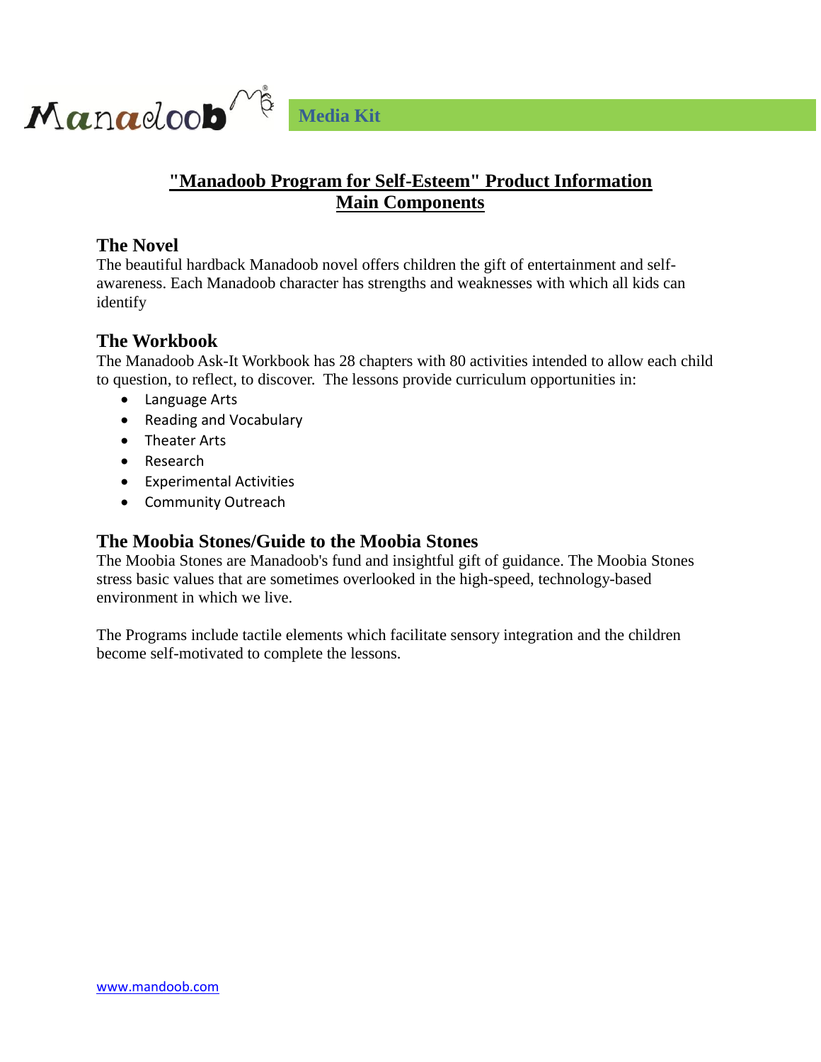Manadoob

Media Kit

## "Manadoob Program for Self-Esteem" Product Information
## Main Components

### The Novel

The beautiful hardback Manadoob novel offers children the gift of entertainment and self-awareness. Each Manadoob character has strengths and weaknesses with which all kids can identify

### The Workbook

The Manadoob Ask-It Workbook has 28 chapters with 80 activities intended to allow each child to question, to reflect, to discover. The lessons provide curriculum opportunities in:

- Language Arts
- Reading and Vocabulary
- Theater Arts
- Research
- Experimental Activities
- Community Outreach

### The Moobia Stones/Guide to the Moobia Stones

The Moobia Stones are Manadoob's fund and insightful gift of guidance. The Moobia Stones stress basic values that are sometimes overlooked in the high-speed, technology-based environment in which we live.

The Programs include tactile elements which facilitate sensory integration and the children become self-motivated to complete the lessons.

www.mandoob.com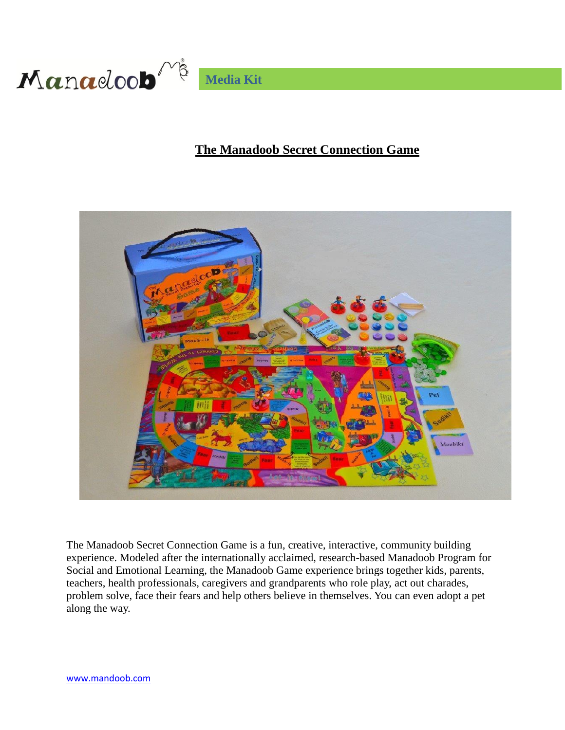Manadoob® Media Kit

## The Manadoob Secret Connection Game

The Manadoob Secret Connection Game is a fun, creative, interactive, community building experience. Modeled after the internationally acclaimed, research-based Manadoob Program for Social and Emotional Learning, the Manadoob Game experience brings together kids, parents, teachers, health professionals, caregivers and grandparents who role play, act out charades, problem solve, face their fears and help others believe in themselves. You can even adopt a pet along the way.

www.mandoob.com